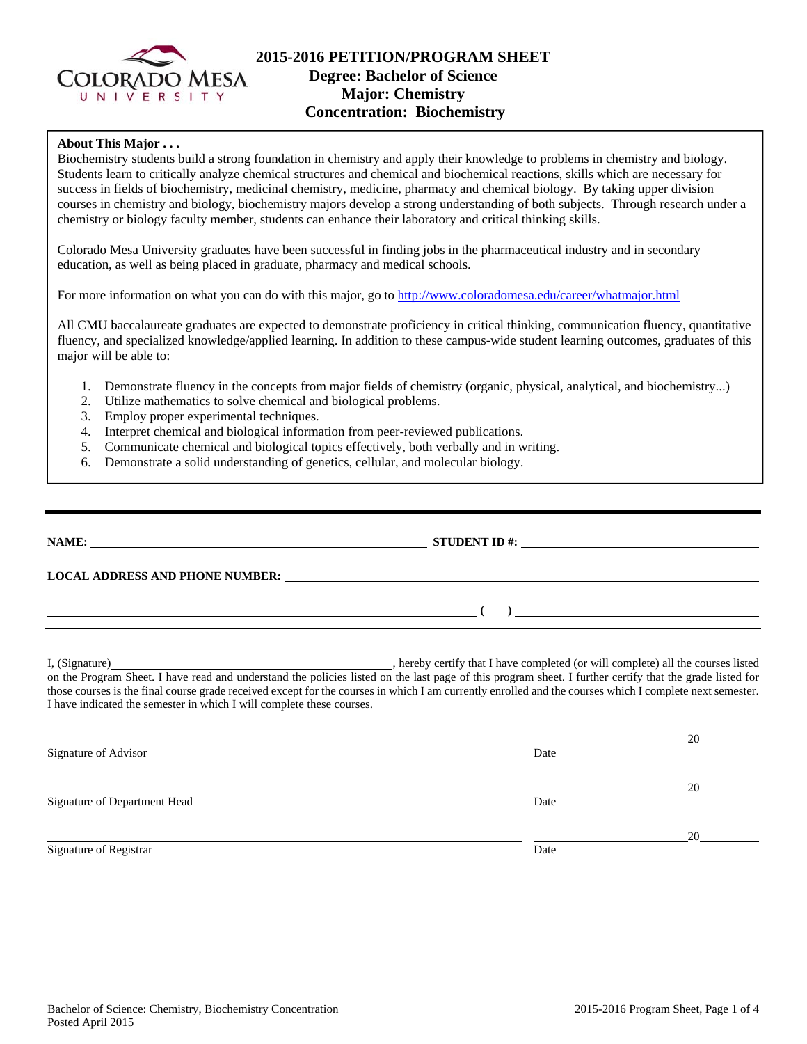# 2015-2016 PETITION/PROGRAM SHEET
## Degree: Bachelor of Science
## Major: Chemistry
## Concentration: Biochemistry

**About This Major . . .**

Biochemistry students build a strong foundation in chemistry and apply their knowledge to problems in chemistry and biology. Students learn to critically analyze chemical structures and chemical and biochemical reactions, skills which are necessary for success in fields of biochemistry, medicinal chemistry, medicine, pharmacy and chemical biology. By taking upper division courses in chemistry and biology, biochemistry majors develop a strong understanding of both subjects. Through research under a chemistry or biology faculty member, students can enhance their laboratory and critical thinking skills.

Colorado Mesa University graduates have been successful in finding jobs in the pharmaceutical industry and in secondary education, as well as being placed in graduate, pharmacy and medical schools.

For more information on what you can do with this major, go to http://www.coloradomesa.edu/career/whatmajor.html

All CMU baccalaureate graduates are expected to demonstrate proficiency in critical thinking, communication fluency, quantitative fluency, and specialized knowledge/applied learning. In addition to these campus-wide student learning outcomes, graduates of this major will be able to:

1. Demonstrate fluency in the concepts from major fields of chemistry (organic, physical, analytical, and biochemistry...)
2. Utilize mathematics to solve chemical and biological problems.
3. Employ proper experimental techniques.
4. Interpret chemical and biological information from peer-reviewed publications.
5. Communicate chemical and biological topics effectively, both verbally and in writing.
6. Demonstrate a solid understanding of genetics, cellular, and molecular biology.

---

**NAME:** ______________________________ **STUDENT ID #:** ______________________________

**LOCAL ADDRESS AND PHONE NUMBER:** ______________________________

______________________________ **( )** ______________________________

---

I, (Signature)______________________________, hereby certify that I have completed (or will complete) all the courses listed on the Program Sheet. I have read and understand the policies listed on the last page of this program sheet. I further certify that the grade listed for those courses is the final course grade received except for the courses in which I am currently enrolled and the courses which I complete next semester. I have indicated the semester in which I will complete these courses.

______________________________ ______________20______
Signature of Advisor Date

______________________________ ______________20______
Signature of Department Head Date

______________________________ ______________20______
Signature of Registrar Date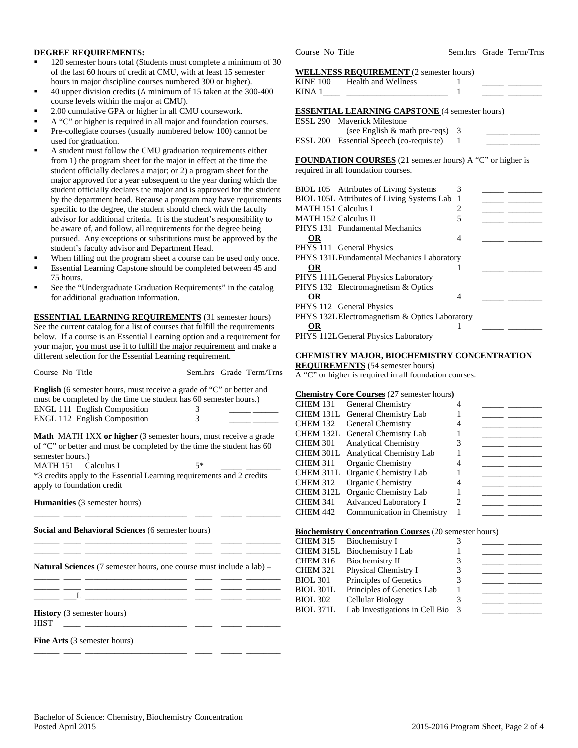**DEGREE REQUIREMENTS:**

- 120 semester hours total (Students must complete a minimum of 30 of the last 60 hours of credit at CMU, with at least 15 semester hours in major discipline courses numbered 300 or higher).
- 40 upper division credits (A minimum of 15 taken at the 300-400 course levels within the major at CMU).
- 2.00 cumulative GPA or higher in all CMU coursework.
- A "C" or higher is required in all major and foundation courses.
- Pre-collegiate courses (usually numbered below 100) cannot be used for graduation.
- A student must follow the CMU graduation requirements either from 1) the program sheet for the major in effect at the time the student officially declares a major; or 2) a program sheet for the major approved for a year subsequent to the year during which the student officially declares the major and is approved for the student by the department head. Because a program may have requirements specific to the degree, the student should check with the faculty advisor for additional criteria. It is the student's responsibility to be aware of, and follow, all requirements for the degree being pursued. Any exceptions or substitutions must be approved by the student's faculty advisor and Department Head.
- When filling out the program sheet a course can be used only once.
- Essential Learning Capstone should be completed between 45 and 75 hours.
- See the "Undergraduate Graduation Requirements" in the catalog for additional graduation information.

**ESSENTIAL LEARNING REQUIREMENTS** (31 semester hours) See the current catalog for a list of courses that fulfill the requirements below. If a course is an Essential Learning option and a requirement for your major, you must use it to fulfill the major requirement and make a different selection for the Essential Learning requirement.

| Course No | Title | Sem.hrs | Grade | Term/Trns |
|---|---|---|---|---|

**English** (6 semester hours, must receive a grade of "C" or better and must be completed by the time the student has 60 semester hours.)

| Course No | Title | Sem.hrs | Grade | Term/Trns |
|---|---|---|---|---|
| ENGL 111 | English Composition | 3 | _____ | _____ |
| ENGL 112 | English Composition | 3 | _____ | _____ |

**Math** MATH 1XX **or higher** (3 semester hours, must receive a grade of "C" or better and must be completed by the time the student has 60 semester hours.)

| Course No | Title | Sem.hrs | Grade | Term/Trns |
|---|---|---|---|---|
| MATH 151 | Calculus I | 5* | _____ | _____ |

*3 credits apply to the Essential Learning requirements and 2 credits apply to foundation credit

**Humanities** (3 semester hours)

______ ____ ______________________ ____ _____ ________

**Social and Behavioral Sciences** (6 semester hours)

______ ____ ______________________ ____ _____ ________
______ ____ ______________________ ____ _____ ________

**Natural Sciences** (7 semester hours, one course must include a lab) –

______ ____ ______________________ ____ _____ ________
______ ____ ______________________ ____ _____ ________
______ ___L ______________________ ____ _____ ________

**History** (3 semester hours)

HIST ____ ______________________ ____ _____ ________

**Fine Arts** (3 semester hours)

______ ____ ______________________ ____ _____ ________

**WELLNESS REQUIREMENT** (2 semester hours)

| Course No | Title | Sem.hrs | Grade | Term/Trns |
|---|---|---|---|---|
| KINE 100 | Health and Wellness | 1 | _____ | _____ |
| KINA 1____ | ________________________ | 1 | _____ | _____ |

**ESSENTIAL LEARNING CAPSTONE** (4 semester hours)

| Course No | Title | Sem.hrs | Grade | Term/Trns |
|---|---|---|---|---|
| ESSL 290 | Maverick Milestone (see English & math pre-reqs) | 3 | _____ | _____ |
| ESSL 200 | Essential Speech (co-requisite) | 1 | _____ | _____ |

**FOUNDATION COURSES** (21 semester hours) A "C" or higher is required in all foundation courses.

| Course No | Title | Sem.hrs | Grade | Term/Trns |
|---|---|---|---|---|
| BIOL 105 | Attributes of Living Systems | 3 | _____ | _____ |
| BIOL 105L | Attributes of Living Systems Lab | 1 | _____ | _____ |
| MATH 151 | Calculus I | 2 | _____ | _____ |
| MATH 152 | Calculus II | 5 | _____ | _____ |
| PHYS 131 **OR** PHYS 111 | Fundamental Mechanics **OR** General Physics | 4 | _____ | _____ |
| PHYS 131L **OR** PHYS 111L | Fundamental Mechanics Laboratory **OR** General Physics Laboratory | 1 | _____ | _____ |
| PHYS 132 **OR** PHYS 112 | Electromagnetism & Optics **OR** General Physics | 4 | _____ | _____ |
| PHYS 132L **OR** PHYS 112L | Electromagnetism & Optics Laboratory **OR** General Physics Laboratory | 1 | _____ | _____ |

**CHEMISTRY MAJOR, BIOCHEMISTRY CONCENTRATION REQUIREMENTS** (54 semester hours)

A "C" or higher is required in all foundation courses.

**Chemistry Core Courses** (27 semester hours)

| Course No | Title | Sem.hrs | Grade | Term/Trns |
|---|---|---|---|---|
| CHEM 131 | General Chemistry | 4 | _____ | _____ |
| CHEM 131L | General Chemistry Lab | 1 | _____ | _____ |
| CHEM 132 | General Chemistry | 4 | _____ | _____ |
| CHEM 132L | General Chemistry Lab | 1 | _____ | _____ |
| CHEM 301 | Analytical Chemistry | 3 | _____ | _____ |
| CHEM 301L | Analytical Chemistry Lab | 1 | _____ | _____ |
| CHEM 311 | Organic Chemistry | 4 | _____ | _____ |
| CHEM 311L | Organic Chemistry Lab | 1 | _____ | _____ |
| CHEM 312 | Organic Chemistry | 4 | _____ | _____ |
| CHEM 312L | Organic Chemistry Lab | 1 | _____ | _____ |
| CHEM 341 | Advanced Laboratory I | 2 | _____ | _____ |
| CHEM 442 | Communication in Chemistry | 1 | _____ | _____ |

**Biochemistry Concentration Courses** (20 semester hours)

| Course No | Title | Sem.hrs | Grade | Term/Trns |
|---|---|---|---|---|
| CHEM 315 | Biochemistry I | 3 | _____ | _____ |
| CHEM 315L | Biochemistry I Lab | 1 | _____ | _____ |
| CHEM 316 | Biochemistry II | 3 | _____ | _____ |
| CHEM 321 | Physical Chemistry I | 3 | _____ | _____ |
| BIOL 301 | Principles of Genetics | 3 | _____ | _____ |
| BIOL 301L | Principles of Genetics Lab | 1 | _____ | _____ |
| BIOL 302 | Cellular Biology | 3 | _____ | _____ |
| BIOL 371L | Lab Investigations in Cell Bio | 3 | _____ | _____ |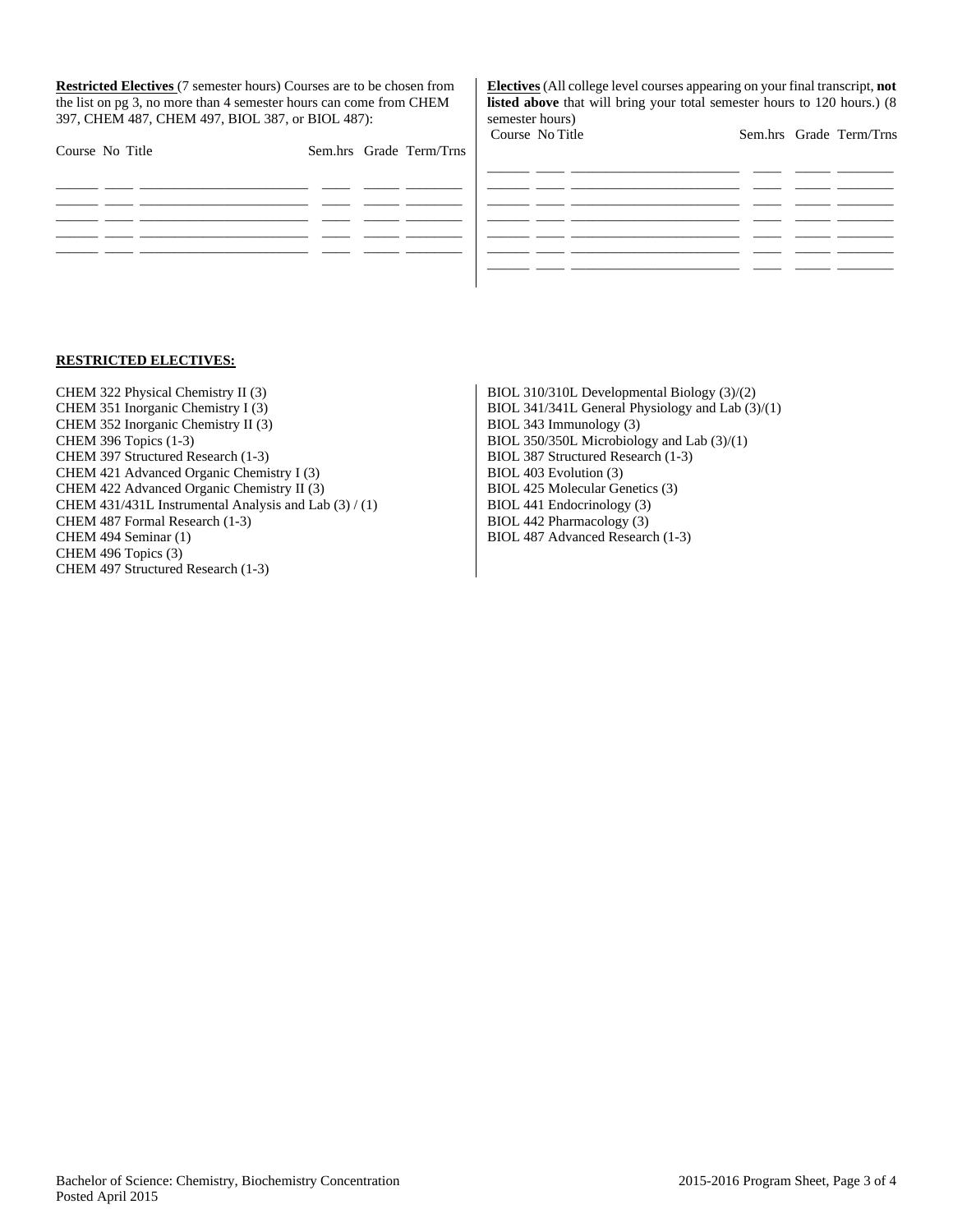**Restricted Electives** (7 semester hours) Courses are to be chosen from the list on pg 3, no more than 4 semester hours can come from CHEM 397, CHEM 487, CHEM 497, BIOL 387, or BIOL 487):

| Course | No | Title | Sem.hrs | Grade | Term/Trns |
|---|---|---|---|---|---|
| | | | | | |
| | | | | | |
| | | | | | |
| | | | | | |
| | | | | | |

**Electives** (All college level courses appearing on your final transcript, **not listed above** that will bring your total semester hours to 120 hours.) (8 semester hours)

| Course | No | Title | Sem.hrs | Grade | Term/Trns |
|---|---|---|---|---|---|
| | | | | | |
| | | | | | |
| | | | | | |
| | | | | | |
| | | | | | |
| | | | | | |

**RESTRICTED ELECTIVES:**

CHEM 322 Physical Chemistry II (3)
CHEM 351 Inorganic Chemistry I (3)
CHEM 352 Inorganic Chemistry II (3)
CHEM 396 Topics (1-3)
CHEM 397 Structured Research (1-3)
CHEM 421 Advanced Organic Chemistry I (3)
CHEM 422 Advanced Organic Chemistry II (3)
CHEM 431/431L Instrumental Analysis and Lab (3) / (1)
CHEM 487 Formal Research (1-3)
CHEM 494 Seminar (1)
CHEM 496 Topics (3)
CHEM 497 Structured Research (1-3)

BIOL 310/310L Developmental Biology (3)/(2)
BIOL 341/341L General Physiology and Lab (3)/(1)
BIOL 343 Immunology (3)
BIOL 350/350L Microbiology and Lab (3)/(1)
BIOL 387 Structured Research (1-3)
BIOL 403 Evolution (3)
BIOL 425 Molecular Genetics (3)
BIOL 441 Endocrinology (3)
BIOL 442 Pharmacology (3)
BIOL 487 Advanced Research (1-3)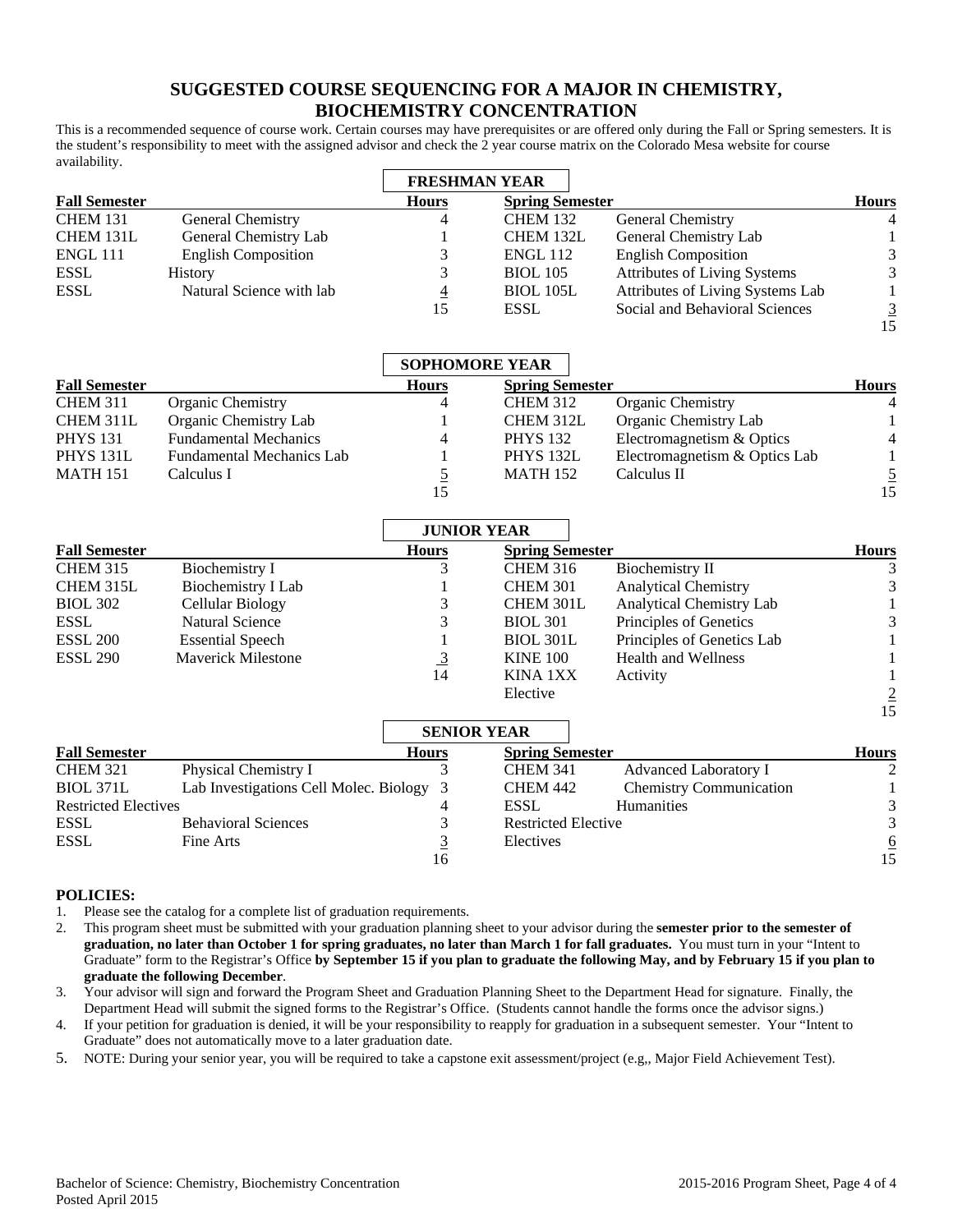# SUGGESTED COURSE SEQUENCING FOR A MAJOR IN CHEMISTRY, BIOCHEMISTRY CONCENTRATION

This is a recommended sequence of course work. Certain courses may have prerequisites or are offered only during the Fall or Spring semesters. It is the student's responsibility to meet with the assigned advisor and check the 2 year course matrix on the Colorado Mesa website for course availability.

## FRESHMAN YEAR

| Fall Semester | | Hours | Spring Semester | | Hours |
|---|---|---|---|---|---|
| CHEM 131 | General Chemistry | 4 | CHEM 132 | General Chemistry | 4 |
| CHEM 131L | General Chemistry Lab | 1 | CHEM 132L | General Chemistry Lab | 1 |
| ENGL 111 | English Composition | 3 | ENGL 112 | English Composition | 3 |
| ESSL | History | 3 | BIOL 105 | Attributes of Living Systems | 3 |
| ESSL | Natural Science with lab | 4 | BIOL 105L | Attributes of Living Systems Lab | 1 |
| | | 15 | ESSL | Social and Behavioral Sciences | 3 |
| | | | | | 15 |

## SOPHOMORE YEAR

| Fall Semester | | Hours | Spring Semester | | Hours |
|---|---|---|---|---|---|
| CHEM 311 | Organic Chemistry | 4 | CHEM 312 | Organic Chemistry | 4 |
| CHEM 311L | Organic Chemistry Lab | 1 | CHEM 312L | Organic Chemistry Lab | 1 |
| PHYS 131 | Fundamental Mechanics | 4 | PHYS 132 | Electromagnetism & Optics | 4 |
| PHYS 131L | Fundamental Mechanics Lab | 1 | PHYS 132L | Electromagnetism & Optics Lab | 1 |
| MATH 151 | Calculus I | 5 | MATH 152 | Calculus II | 5 |
| | | 15 | | | 15 |

## JUNIOR YEAR

| Fall Semester | | Hours | Spring Semester | | Hours |
|---|---|---|---|---|---|
| CHEM 315 | Biochemistry I | 3 | CHEM 316 | Biochemistry II | 3 |
| CHEM 315L | Biochemistry I Lab | 1 | CHEM 301 | Analytical Chemistry | 3 |
| BIOL 302 | Cellular Biology | 3 | CHEM 301L | Analytical Chemistry Lab | 1 |
| ESSL | Natural Science | 3 | BIOL 301 | Principles of Genetics | 3 |
| ESSL 200 | Essential Speech | 1 | BIOL 301L | Principles of Genetics Lab | 1 |
| ESSL 290 | Maverick Milestone | 3 | KINE 100 | Health and Wellness | 1 |
| | | 14 | KINA 1XX | Activity | 1 |
| | | | Elective | | 2 |
| | | | | | 15 |

## SENIOR YEAR

| Fall Semester | | Hours | Spring Semester | | Hours |
|---|---|---|---|---|---|
| CHEM 321 | Physical Chemistry I | 3 | CHEM 341 | Advanced Laboratory I | 2 |
| BIOL 371L | Lab Investigations Cell Molec. Biology | 3 | CHEM 442 | Chemistry Communication | 1 |
| Restricted Electives | | 4 | ESSL | Humanities | 3 |
| ESSL | Behavioral Sciences | 3 | Restricted Elective | | 3 |
| ESSL | Fine Arts | 3 | Electives | | 6 |
| | | 16 | | | 15 |

**POLICIES:**

1. Please see the catalog for a complete list of graduation requirements.
2. This program sheet must be submitted with your graduation planning sheet to your advisor during the **semester prior to the semester of graduation, no later than October 1 for spring graduates, no later than March 1 for fall graduates.** You must turn in your "Intent to Graduate" form to the Registrar's Office **by September 15 if you plan to graduate the following May, and by February 15 if you plan to graduate the following December**.
3. Your advisor will sign and forward the Program Sheet and Graduation Planning Sheet to the Department Head for signature. Finally, the Department Head will submit the signed forms to the Registrar's Office. (Students cannot handle the forms once the advisor signs.)
4. If your petition for graduation is denied, it will be your responsibility to reapply for graduation in a subsequent semester. Your "Intent to Graduate" does not automatically move to a later graduation date.
5. NOTE: During your senior year, you will be required to take a capstone exit assessment/project (e.g,, Major Field Achievement Test).

Bachelor of Science: Chemistry, Biochemistry Concentration
Posted April 2015

2015-2016 Program Sheet